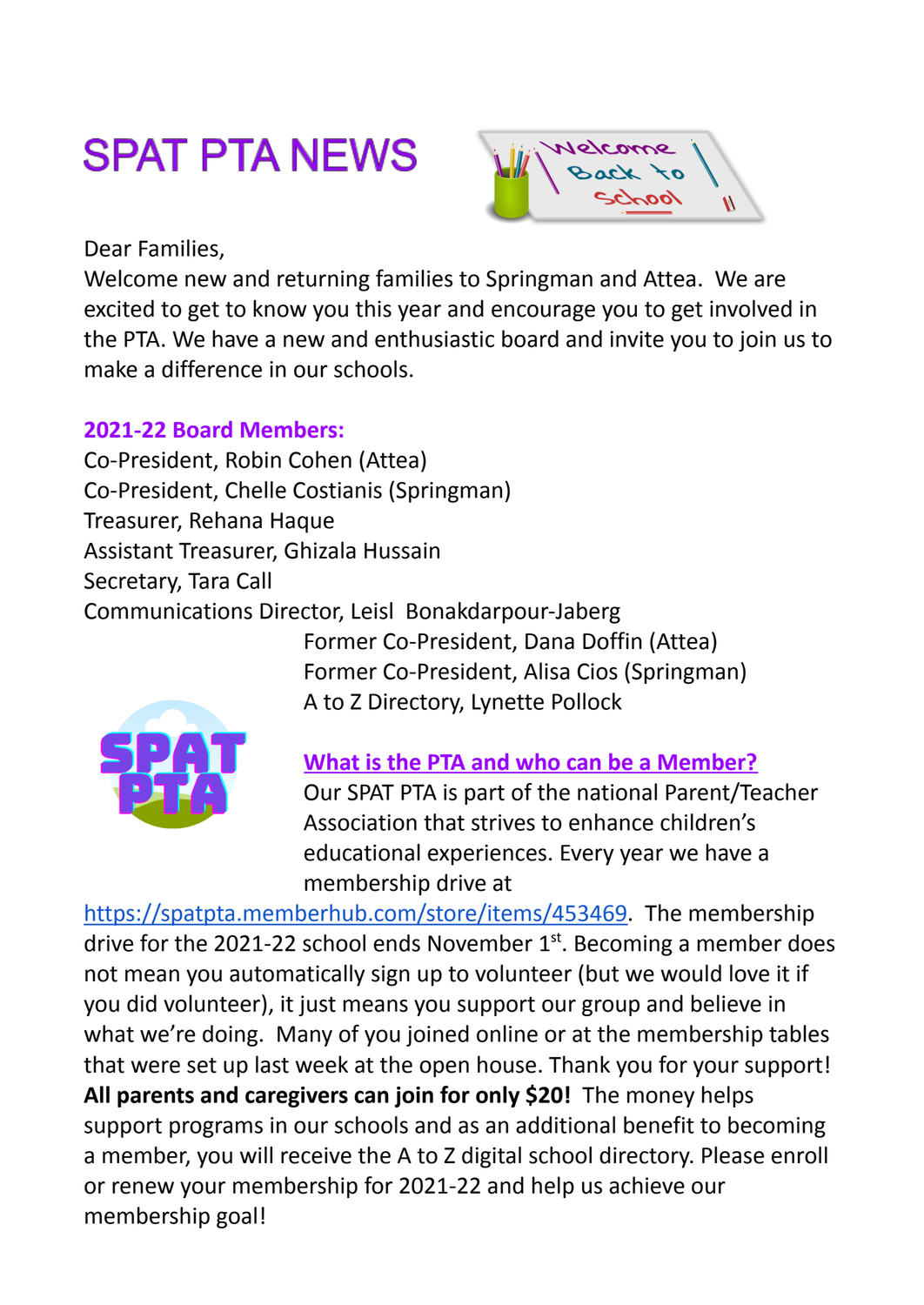# SPAT PTA NEWS

Dear Families,

Welcome new and returning families to Springman and Attea. We are excited to get to know you this year and encourage you to get involved in the PTA. We have a new and enthusiastic board and invite you to join us to make a difference in our schools.

**2021-22 Board Members:**

Co-President, Robin Cohen (Attea)
Co-President, Chelle Costianis (Springman)
Treasurer, Rehana Haque
Assistant Treasurer, Ghizala Hussain
Secretary, Tara Call
Communications Director, Leisl Bonakdarpour-Jaberg
Former Co-President, Dana Doffin (Attea)
Former Co-President, Alisa Cios (Springman)
A to Z Directory, Lynette Pollock

## What is the PTA and who can be a Member?

Our SPAT PTA is part of the national Parent/Teacher Association that strives to enhance children's educational experiences. Every year we have a membership drive at https://spatpta.memberhub.com/store/items/453469. The membership drive for the 2021-22 school ends November 1st. Becoming a member does not mean you automatically sign up to volunteer (but we would love it if you did volunteer), it just means you support our group and believe in what we're doing. Many of you joined online or at the membership tables that were set up last week at the open house. Thank you for your support! **All parents and caregivers can join for only $20!** The money helps support programs in our schools and as an additional benefit to becoming a member, you will receive the A to Z digital school directory. Please enroll or renew your membership for 2021-22 and help us achieve our membership goal!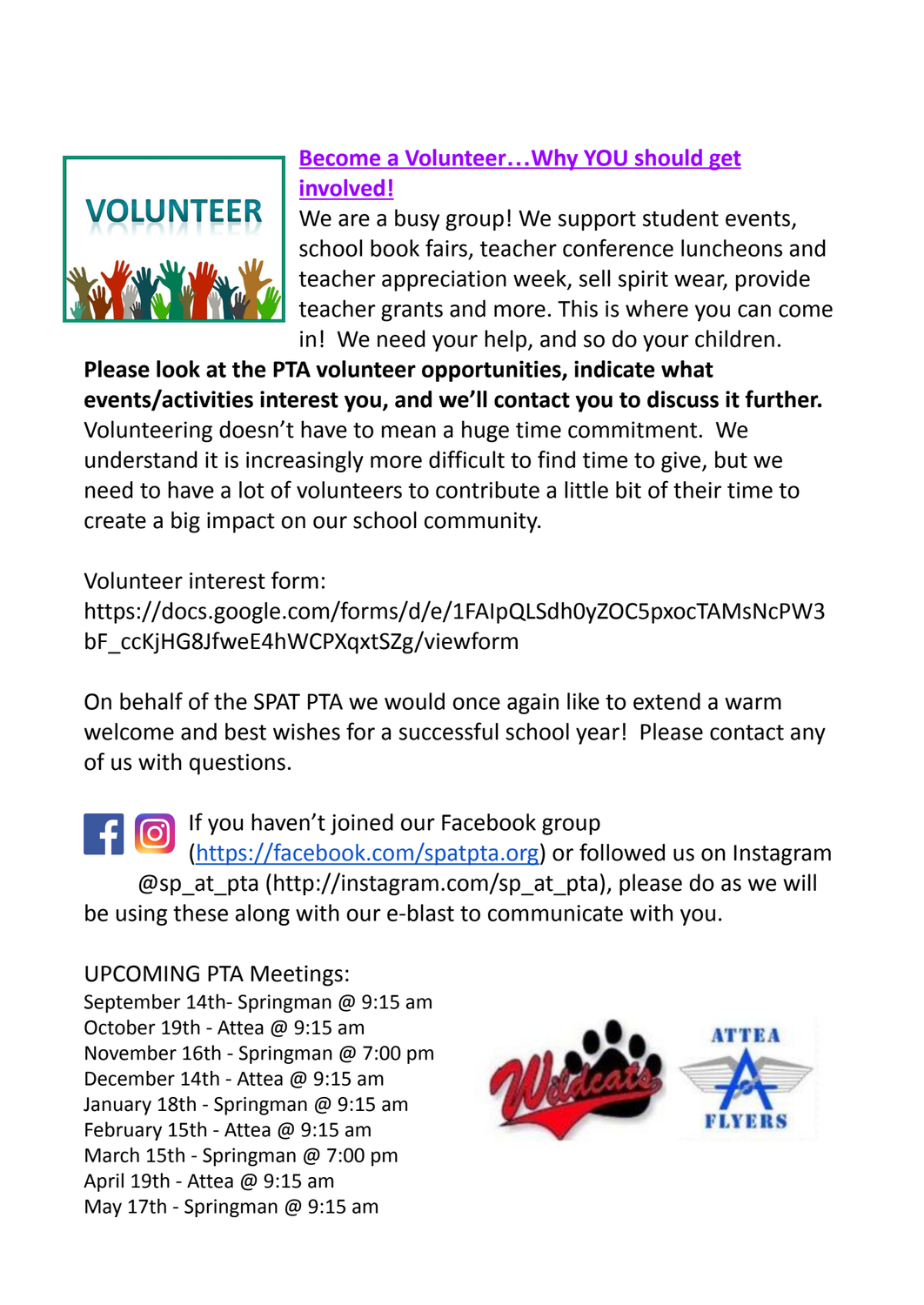## Become a Volunteer…Why YOU should get involved!

We are a busy group! We support student events, school book fairs, teacher conference luncheons and teacher appreciation week, sell spirit wear, provide teacher grants and more. This is where you can come in! We need your help, and so do your children. **Please look at the PTA volunteer opportunities, indicate what events/activities interest you, and we'll contact you to discuss it further.** Volunteering doesn't have to mean a huge time commitment. We understand it is increasingly more difficult to find time to give, but we need to have a lot of volunteers to contribute a little bit of their time to create a big impact on our school community.

Volunteer interest form:
https://docs.google.com/forms/d/e/1FAIpQLSdh0yZOC5pxocTAMsNcPW3bF_ccKjHG8JfweE4hWCPXqxtSZg/viewform

On behalf of the SPAT PTA we would once again like to extend a warm welcome and best wishes for a successful school year! Please contact any of us with questions.

If you haven't joined our Facebook group (https://facebook.com/spatpta.org) or followed us on Instagram @sp_at_pta (http://instagram.com/sp_at_pta), please do as we will be using these along with our e-blast to communicate with you.

UPCOMING PTA Meetings:

September 14th- Springman @ 9:15 am
October 19th - Attea @ 9:15 am
November 16th - Springman @ 7:00 pm
December 14th - Attea @ 9:15 am
January 18th - Springman @ 9:15 am
February 15th - Attea @ 9:15 am
March 15th - Springman @ 7:00 pm
April 19th - Attea @ 9:15 am
May 17th - Springman @ 9:15 am